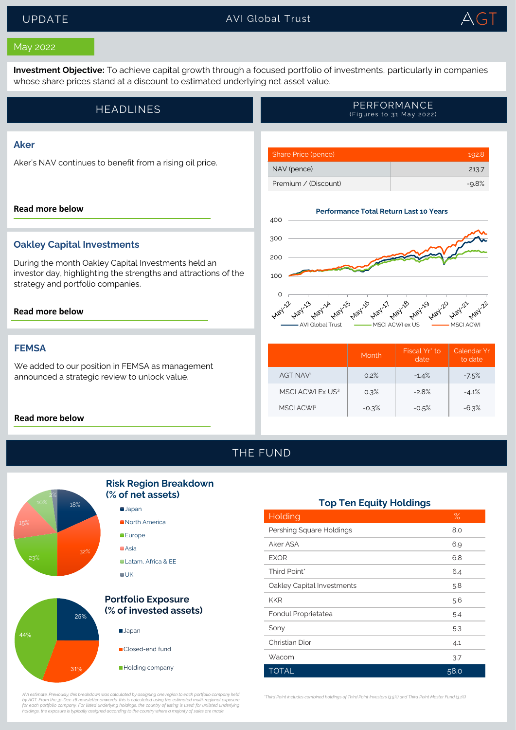# UPDATE — AVI Global Trust

**May 2022**

**Investment Objective:** To achieve capital growth through a focused portfolio of investments, particularly in companies whose share prices stand at a discount to estimated underlying net asset value.

## HEADLINES

### Aker

Aker's NAV continues to benefit from a rising oil price.

**Read more below**

### Oakley Capital Investments

During the month Oakley Capital Investments held an investor day, highlighting the strengths and attractions of the strategy and portfolio companies.

**Read more below**

### FEMSA

We added to our position in FEMSA as management announced a strategic review to unlock value.

**Read more below**

## PERFORMANCE

(Figures to 31 May 2022)

| Share Price (pence) | 192.8 |
|---|---|
| NAV (pence) | 213.7 |
| Premium / (Discount) | -9.8% |

**Performance Total Return Last 10 Years**

AVI Global Trust — MSCI ACWI ex US — MSCI ACWI

| | Month | Fiscal Yr* to date | Calendar Yr to date |
|---|---|---|---|
| AGT NAV[1] | 0.2% | -1.4% | -7.5% |
| MSCI ACWI Ex US[3] | 0.3% | -2.8% | -4.1% |
| MSCI ACWI[1] | -0.3% | -0.5% | -6.3% |

## THE FUND

### Risk Region Breakdown (% of net assets)

| Region | % |
|---|---|
| Japan | 18% |
| North America | 32% |
| Europe | 23% |
| Asia | 15% |
| Latam, Africa & EE | 10% |
| UK | 2% |

### Portfolio Exposure (% of invested assets)

| Exposure | % |
|---|---|
| Japan | 25% |
| Closed-end fund | 31% |
| Holding company | 44% |

*AVI estimate. Previously, this breakdown was calculated by assigning one region to each portfolio company held by AGT. From the 31-Dec-16 newsletter onwards, this is calculated using the estimated multi-regional exposure for each portfolio company. For listed underlying holdings, the country of listing is used; for unlisted underlying holdings, the exposure is typically assigned according to the country where a majority of sales are made.*

### Top Ten Equity Holdings

| Holding | % |
|---|---|
| Pershing Square Holdings | 8.0 |
| Aker ASA | 6.9 |
| EXOR | 6.8 |
| Third Point* | 6.4 |
| Oakley Capital Investments | 5.8 |
| KKR | 5.6 |
| Fondul Proprietatea | 5.4 |
| Sony | 5.3 |
| Christian Dior | 4.1 |
| Wacom | 3.7 |
| **TOTAL** | **58.0** |

*Third Point includes combined holdings of Third Point Investors (3.5%) and Third Point Master Fund (3.1%)*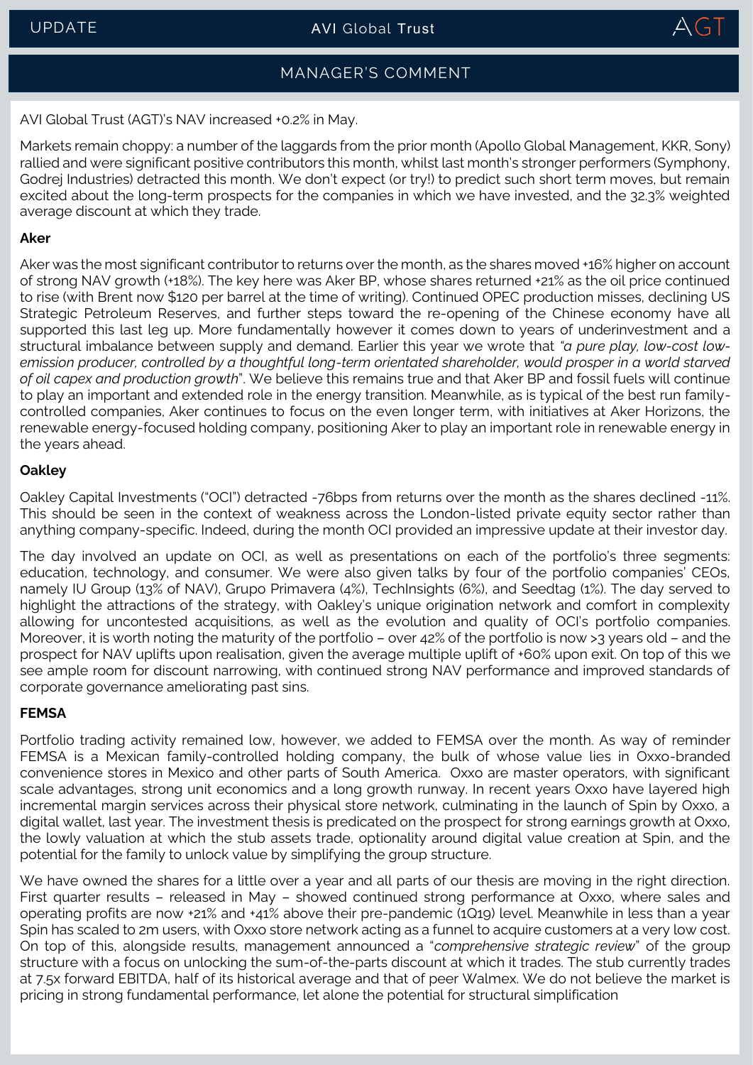## MANAGER'S COMMENT

AVI Global Trust (AGT)'s NAV increased +0.2% in May.

Markets remain choppy: a number of the laggards from the prior month (Apollo Global Management, KKR, Sony) rallied and were significant positive contributors this month, whilst last month's stronger performers (Symphony, Godrej Industries) detracted this month. We don't expect (or try!) to predict such short term moves, but remain excited about the long-term prospects for the companies in which we have invested, and the 32.3% weighted average discount at which they trade.

**Aker**

Aker was the most significant contributor to returns over the month, as the shares moved +16% higher on account of strong NAV growth (+18%). The key here was Aker BP, whose shares returned +21% as the oil price continued to rise (with Brent now $120 per barrel at the time of writing). Continued OPEC production misses, declining US Strategic Petroleum Reserves, and further steps toward the re-opening of the Chinese economy have all supported this last leg up. More fundamentally however it comes down to years of underinvestment and a structural imbalance between supply and demand. Earlier this year we wrote that *"a pure play, low-cost low-emission producer, controlled by a thoughtful long-term orientated shareholder, would prosper in a world starved of oil capex and production growth*". We believe this remains true and that Aker BP and fossil fuels will continue to play an important and extended role in the energy transition. Meanwhile, as is typical of the best run family-controlled companies, Aker continues to focus on the even longer term, with initiatives at Aker Horizons, the renewable energy-focused holding company, positioning Aker to play an important role in renewable energy in the years ahead.

**Oakley**

Oakley Capital Investments ("OCI") detracted -76bps from returns over the month as the shares declined -11%. This should be seen in the context of weakness across the London-listed private equity sector rather than anything company-specific. Indeed, during the month OCI provided an impressive update at their investor day.

The day involved an update on OCI, as well as presentations on each of the portfolio's three segments: education, technology, and consumer. We were also given talks by four of the portfolio companies' CEOs, namely IU Group (13% of NAV), Grupo Primavera (4%), TechInsights (6%), and Seedtag (1%). The day served to highlight the attractions of the strategy, with Oakley's unique origination network and comfort in complexity allowing for uncontested acquisitions, as well as the evolution and quality of OCI's portfolio companies. Moreover, it is worth noting the maturity of the portfolio – over 42% of the portfolio is now >3 years old – and the prospect for NAV uplifts upon realisation, given the average multiple uplift of +60% upon exit. On top of this we see ample room for discount narrowing, with continued strong NAV performance and improved standards of corporate governance ameliorating past sins.

**FEMSA**

Portfolio trading activity remained low, however, we added to FEMSA over the month. As way of reminder FEMSA is a Mexican family-controlled holding company, the bulk of whose value lies in Oxxo-branded convenience stores in Mexico and other parts of South America. Oxxo are master operators, with significant scale advantages, strong unit economics and a long growth runway. In recent years Oxxo have layered high incremental margin services across their physical store network, culminating in the launch of Spin by Oxxo, a digital wallet, last year. The investment thesis is predicated on the prospect for strong earnings growth at Oxxo, the lowly valuation at which the stub assets trade, optionality around digital value creation at Spin, and the potential for the family to unlock value by simplifying the group structure.

We have owned the shares for a little over a year and all parts of our thesis are moving in the right direction. First quarter results – released in May – showed continued strong performance at Oxxo, where sales and operating profits are now +21% and +41% above their pre-pandemic (1Q19) level. Meanwhile in less than a year Spin has scaled to 2m users, with Oxxo store network acting as a funnel to acquire customers at a very low cost. On top of this, alongside results, management announced a "*comprehensive strategic review*" of the group structure with a focus on unlocking the sum-of-the-parts discount at which it trades. The stub currently trades at 7.5x forward EBITDA, half of its historical average and that of peer Walmex. We do not believe the market is pricing in strong fundamental performance, let alone the potential for structural simplification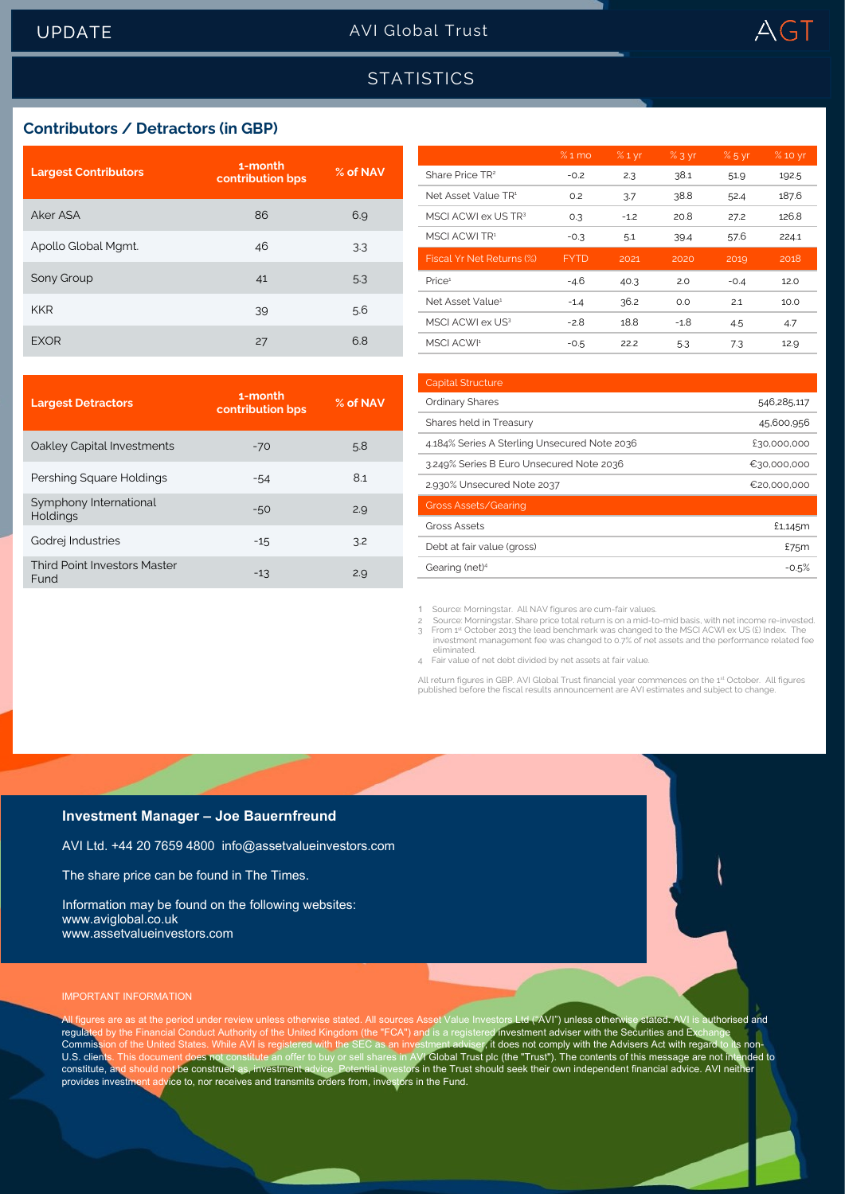UPDATE AVI Global Trust AGT

# STATISTICS

## Contributors / Detractors (in GBP)

| Largest Contributors | 1-month contribution bps | % of NAV |
|---|---|---|
| Aker ASA | 86 | 6.9 |
| Apollo Global Mgmt. | 46 | 3.3 |
| Sony Group | 41 | 5.3 |
| KKR | 39 | 5.6 |
| EXOR | 27 | 6.8 |

| Largest Detractors | 1-month contribution bps | % of NAV |
|---|---|---|
| Oakley Capital Investments | -70 | 5.8 |
| Pershing Square Holdings | -54 | 8.1 |
| Symphony International Holdings | -50 | 2.9 |
| Godrej Industries | -15 | 3.2 |
| Third Point Investors Master Fund | -13 | 2.9 |

| | % 1 mo | % 1 yr | % 3 yr | % 5 yr | % 10 yr |
|---|---|---|---|---|---|
| Share Price TR[2] | -0.2 | 2.3 | 38.1 | 51.9 | 192.5 |
| Net Asset Value TR[1] | 0.2 | 3.7 | 38.8 | 52.4 | 187.6 |
| MSCI ACWI ex US TR[3] | 0.3 | -1.2 | 20.8 | 27.2 | 126.8 |
| MSCI ACWI TR[1] | -0.3 | 5.1 | 39.4 | 57.6 | 224.1 |
| **Fiscal Yr Net Returns (%)** | **FYTD** | **2021** | **2020** | **2019** | **2018** |
| Price[1] | -4.6 | 40.3 | 2.0 | -0.4 | 12.0 |
| Net Asset Value[1] | -1.4 | 36.2 | 0.0 | 2.1 | 10.0 |
| MSCI ACWI ex US[3] | -2.8 | 18.8 | -1.8 | 4.5 | 4.7 |
| MSCI ACWI[1] | -0.5 | 22.2 | 5.3 | 7.3 | 12.9 |

| Capital Structure | |
|---|---|
| Ordinary Shares | 546,285,117 |
| Shares held in Treasury | 45,600,956 |
| 4.184% Series A Sterling Unsecured Note 2036 | £30,000,000 |
| 3.249% Series B Euro Unsecured Note 2036 | €30,000,000 |
| 2.930% Unsecured Note 2037 | €20,000,000 |
| **Gross Assets/Gearing** | |
| Gross Assets | £1,145m |
| Debt at fair value (gross) | £75m |
| Gearing (net)[4] | -0.5% |

1 Source: Morningstar. All NAV figures are cum-fair values.
2 Source: Morningstar. Share price total return is on a mid-to-mid basis, with net income re-invested.
3 From 1st October 2013 the lead benchmark was changed to the MSCI ACWI ex US (£) Index. The investment management fee was changed to 0.7% of net assets and the performance related fee eliminated.
4 Fair value of net debt divided by net assets at fair value.

All return figures in GBP. AVI Global Trust financial year commences on the 1st October. All figures published before the fiscal results announcement are AVI estimates and subject to change.

**Investment Manager – Joe Bauernfreund**

AVI Ltd. +44 20 7659 4800 info@assetvalueinvestors.com

The share price can be found in The Times.

Information may be found on the following websites:
www.aviglobal.co.uk
www.assetvalueinvestors.com

IMPORTANT INFORMATION

All figures are as at the period under review unless otherwise stated. All sources Asset Value Investors Ltd ("AVI") unless otherwise stated. AVI is authorised and regulated by the Financial Conduct Authority of the United Kingdom (the "FCA") and is a registered investment adviser with the Securities and Exchange Commission of the United States. While AVI is registered with the SEC as an investment adviser, it does not comply with the Advisers Act with regard to its non-U.S. clients. This document does not constitute an offer to buy or sell shares in AVI Global Trust plc (the "Trust"). The contents of this message are not intended to constitute, and should not be construed as, investment advice. Potential investors in the Trust should seek their own independent financial advice. AVI neither provides investment advice to, nor receives and transmits orders from, investors in the Fund.